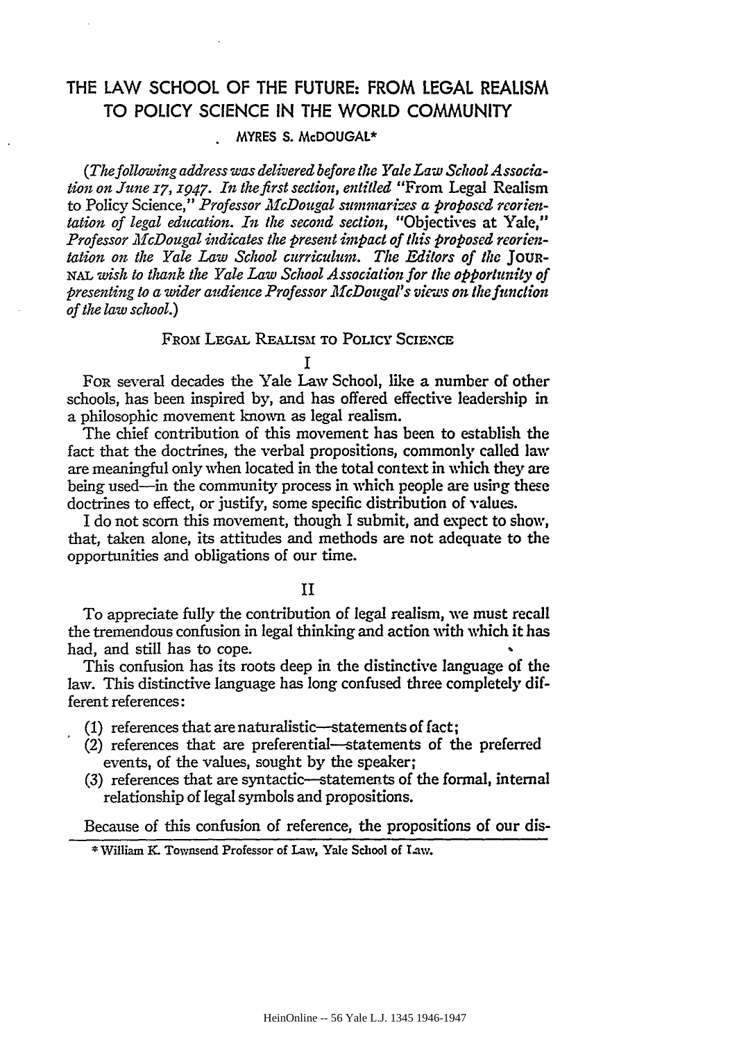# THE LAW SCHOOL OF THE FUTURE: FROM LEGAL REALISM TO POLICY SCIENCE IN THE WORLD COMMUNITY

MYRES S. McDOUGAL*

*(The following address was delivered before the Yale Law School Association on June 17, 1947. In the first section, entitled* "From Legal Realism to Policy Science," *Professor McDougal summarizes a proposed reorientation of legal education. In the second section,* "Objectives at Yale," *Professor McDougal indicates the present impact of this proposed reorientation on the Yale Law School curriculum. The Editors of the* JOURNAL *wish to thank the Yale Law School Association for the opportunity of presenting to a wider audience Professor McDougal's views on the function of the law school.)*

## FROM LEGAL REALISM TO POLICY SCIENCE

### I

FOR several decades the Yale Law School, like a number of other schools, has been inspired by, and has offered effective leadership in a philosophic movement known as legal realism.

The chief contribution of this movement has been to establish the fact that the doctrines, the verbal propositions, commonly called law are meaningful only when located in the total context in which they are being used—in the community process in which people are using these doctrines to effect, or justify, some specific distribution of values.

I do not scorn this movement, though I submit, and expect to show, that, taken alone, its attitudes and methods are not adequate to the opportunities and obligations of our time.

### II

To appreciate fully the contribution of legal realism, we must recall the tremendous confusion in legal thinking and action with which it has had, and still has to cope.

This confusion has its roots deep in the distinctive language of the law. This distinctive language has long confused three completely different references:

(1) references that are naturalistic—statements of fact;
(2) references that are preferential—statements of the preferred events, of the values, sought by the speaker;
(3) references that are syntactic—statements of the formal, internal relationship of legal symbols and propositions.

Because of this confusion of reference, the propositions of our dis-

* William K. Townsend Professor of Law, Yale School of Law.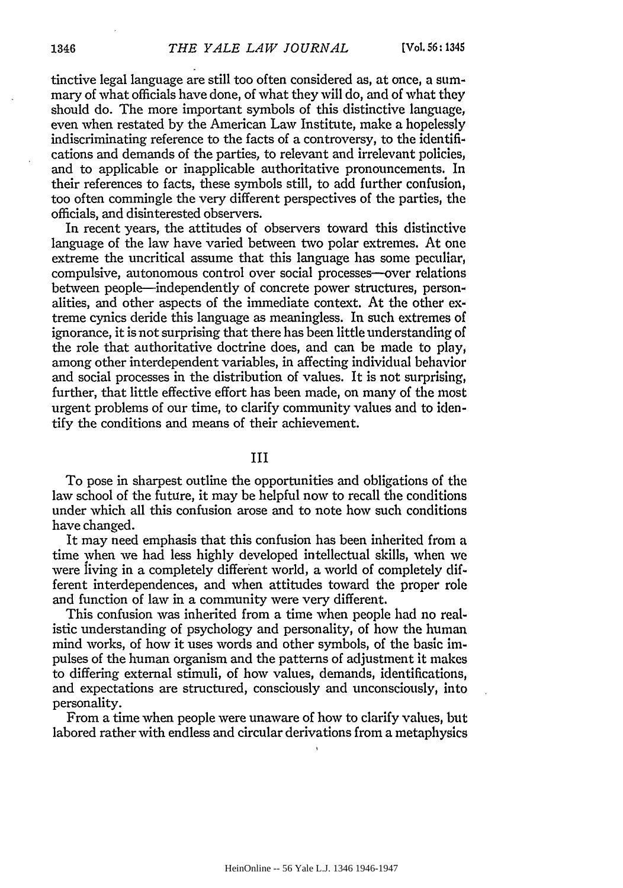tinctive legal language are still too often considered as, at once, a summary of what officials have done, of what they will do, and of what they should do. The more important symbols of this distinctive language, even when restated by the American Law Institute, make a hopelessly indiscriminating reference to the facts of a controversy, to the identifications and demands of the parties, to relevant and irrelevant policies, and to applicable or inapplicable authoritative pronouncements. In their references to facts, these symbols still, to add further confusion, too often commingle the very different perspectives of the parties, the officials, and disinterested observers.

In recent years, the attitudes of observers toward this distinctive language of the law have varied between two polar extremes. At one extreme the uncritical assume that this language has some peculiar, compulsive, autonomous control over social processes—over relations between people—independently of concrete power structures, personalities, and other aspects of the immediate context. At the other extreme cynics deride this language as meaningless. In such extremes of ignorance, it is not surprising that there has been little understanding of the role that authoritative doctrine does, and can be made to play, among other interdependent variables, in affecting individual behavior and social processes in the distribution of values. It is not surprising, further, that little effective effort has been made, on many of the most urgent problems of our time, to clarify community values and to identify the conditions and means of their achievement.

## III

To pose in sharpest outline the opportunities and obligations of the law school of the future, it may be helpful now to recall the conditions under which all this confusion arose and to note how such conditions have changed.

It may need emphasis that this confusion has been inherited from a time when we had less highly developed intellectual skills, when we were living in a completely different world, a world of completely different interdependences, and when attitudes toward the proper role and function of law in a community were very different.

This confusion was inherited from a time when people had no realistic understanding of psychology and personality, of how the human mind works, of how it uses words and other symbols, of the basic impulses of the human organism and the patterns of adjustment it makes to differing external stimuli, of how values, demands, identifications, and expectations are structured, consciously and unconsciously, into personality.

From a time when people were unaware of how to clarify values, but labored rather with endless and circular derivations from a metaphysics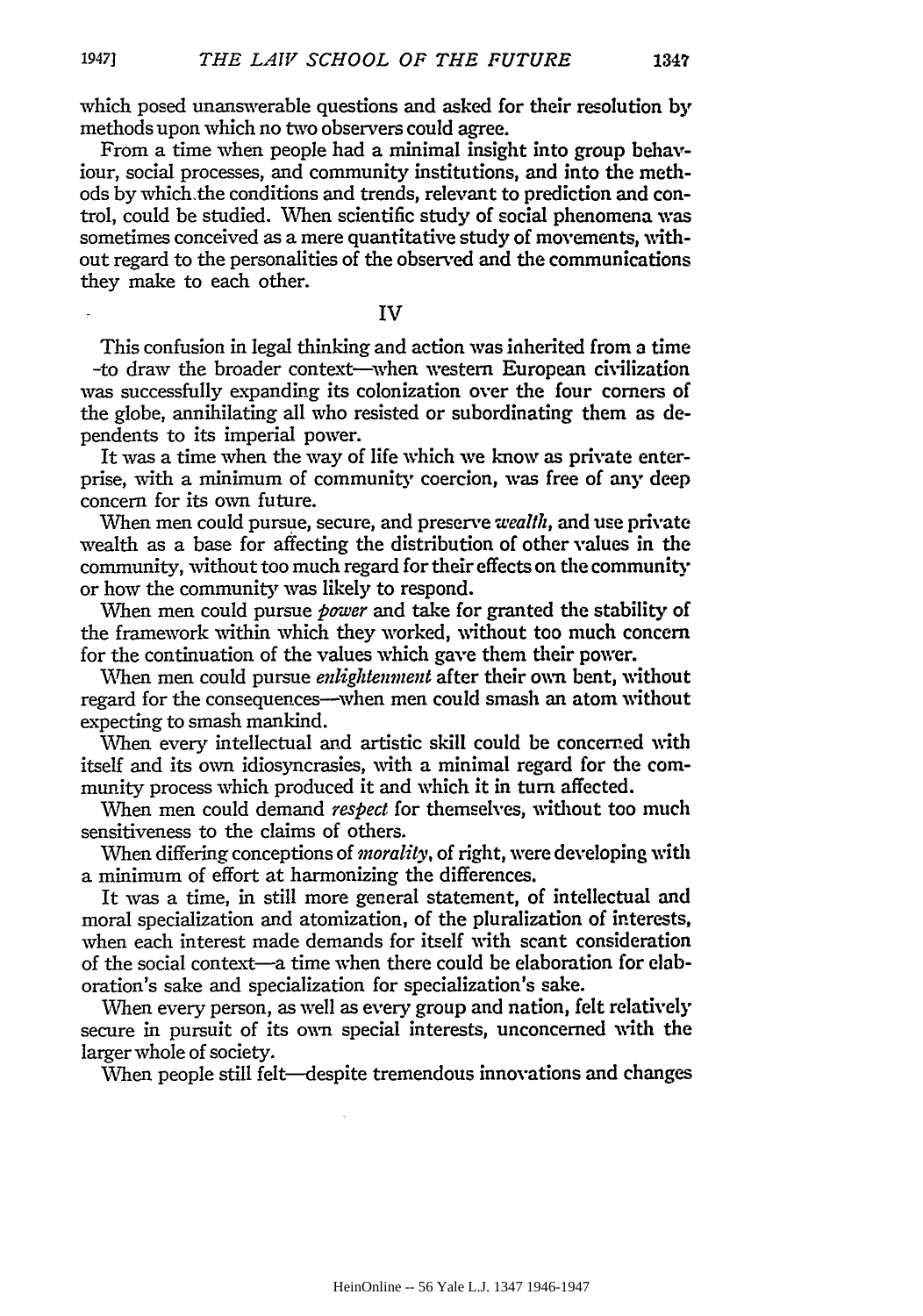which posed unanswerable questions and asked for their resolution by methods upon which no two observers could agree.

From a time when people had a minimal insight into group behaviour, social processes, and community institutions, and into the methods by which the conditions and trends, relevant to prediction and control, could be studied. When scientific study of social phenomena was sometimes conceived as a mere quantitative study of movements, without regard to the personalities of the observed and the communications they make to each other.

## IV

This confusion in legal thinking and action was inherited from a time -to draw the broader context—when western European civilization was successfully expanding its colonization over the four corners of the globe, annihilating all who resisted or subordinating them as dependents to its imperial power.

It was a time when the way of life which we know as private enterprise, with a minimum of community coercion, was free of any deep concern for its own future.

When men could pursue, secure, and preserve *wealth*, and use private wealth as a base for affecting the distribution of other values in the community, without too much regard for their effects on the community or how the community was likely to respond.

When men could pursue *power* and take for granted the stability of the framework within which they worked, without too much concern for the continuation of the values which gave them their power.

When men could pursue *enlightenment* after their own bent, without regard for the consequences—when men could smash an atom without expecting to smash mankind.

When every intellectual and artistic skill could be concerned with itself and its own idiosyncrasies, with a minimal regard for the community process which produced it and which it in turn affected.

When men could demand *respect* for themselves, without too much sensitiveness to the claims of others.

When differing conceptions of *morality*, of right, were developing with a minimum of effort at harmonizing the differences.

It was a time, in still more general statement, of intellectual and moral specialization and atomization, of the pluralization of interests, when each interest made demands for itself with scant consideration of the social context—a time when there could be elaboration for elaboration's sake and specialization for specialization's sake.

When every person, as well as every group and nation, felt relatively secure in pursuit of its own special interests, unconcerned with the larger whole of society.

When people still felt—despite tremendous innovations and changes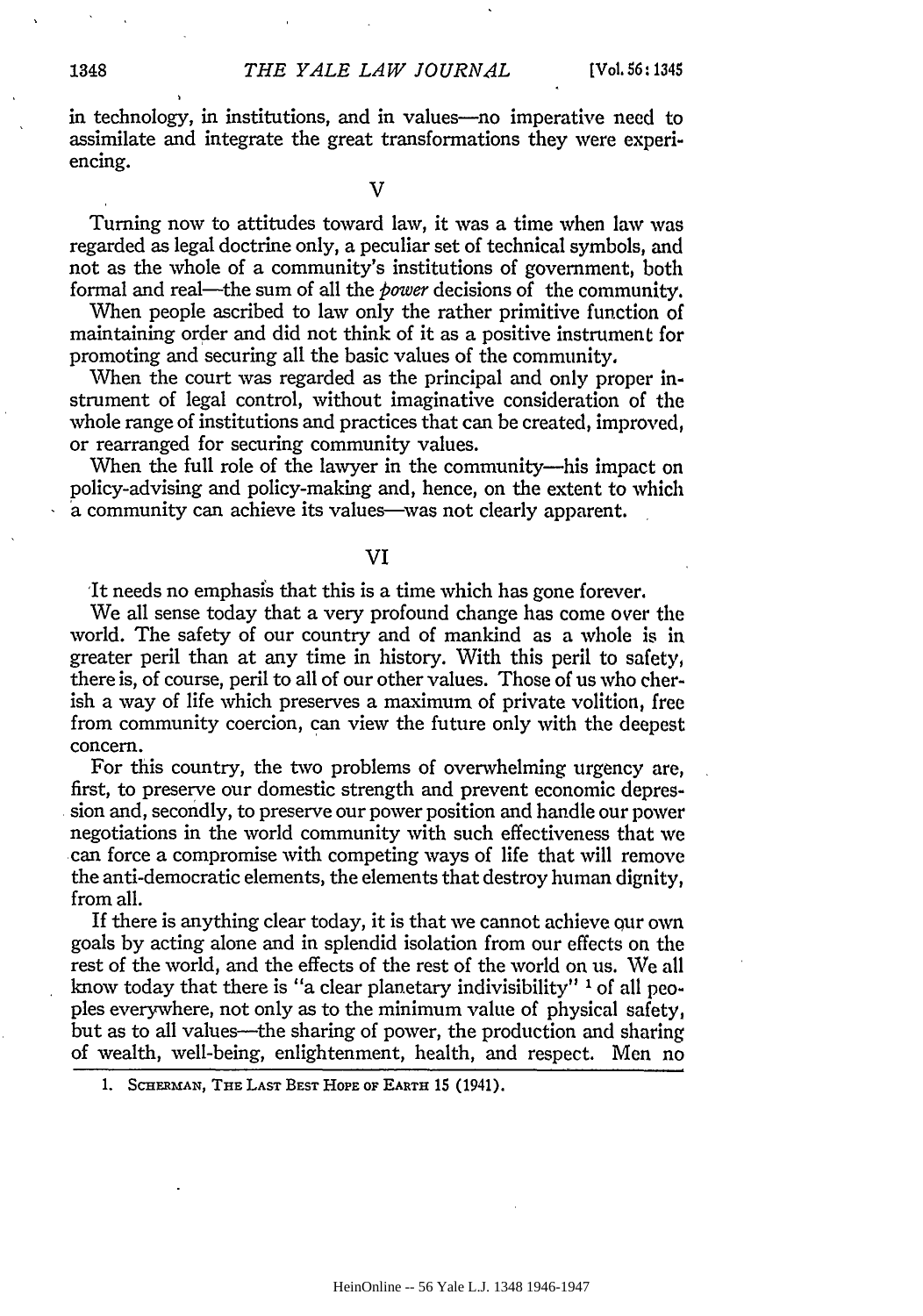in technology, in institutions, and in values—no imperative need to assimilate and integrate the great transformations they were experiencing.

## V

Turning now to attitudes toward law, it was a time when law was regarded as legal doctrine only, a peculiar set of technical symbols, and not as the whole of a community's institutions of government, both formal and real—the sum of all the *power* decisions of the community.

When people ascribed to law only the rather primitive function of maintaining order and did not think of it as a positive instrument for promoting and securing all the basic values of the community.

When the court was regarded as the principal and only proper instrument of legal control, without imaginative consideration of the whole range of institutions and practices that can be created, improved, or rearranged for securing community values.

When the full role of the lawyer in the community—his impact on policy-advising and policy-making and, hence, on the extent to which a community can achieve its values—was not clearly apparent.

## VI

It needs no emphasis that this is a time which has gone forever.

We all sense today that a very profound change has come over the world. The safety of our country and of mankind as a whole is in greater peril than at any time in history. With this peril to safety, there is, of course, peril to all of our other values. Those of us who cherish a way of life which preserves a maximum of private volition, free from community coercion, can view the future only with the deepest concern.

For this country, the two problems of overwhelming urgency are, first, to preserve our domestic strength and prevent economic depression and, secondly, to preserve our power position and handle our power negotiations in the world community with such effectiveness that we can force a compromise with competing ways of life that will remove the anti-democratic elements, the elements that destroy human dignity, from all.

If there is anything clear today, it is that we cannot achieve our own goals by acting alone and in splendid isolation from our effects on the rest of the world, and the effects of the rest of the world on us. We all know today that there is "a clear planetary indivisibility" [1] of all peoples everywhere, not only as to the minimum value of physical safety, but as to all values—the sharing of power, the production and sharing of wealth, well-being, enlightenment, health, and respect. Men no

---

1. SCHERMAN, THE LAST BEST HOPE OF EARTH 15 (1941).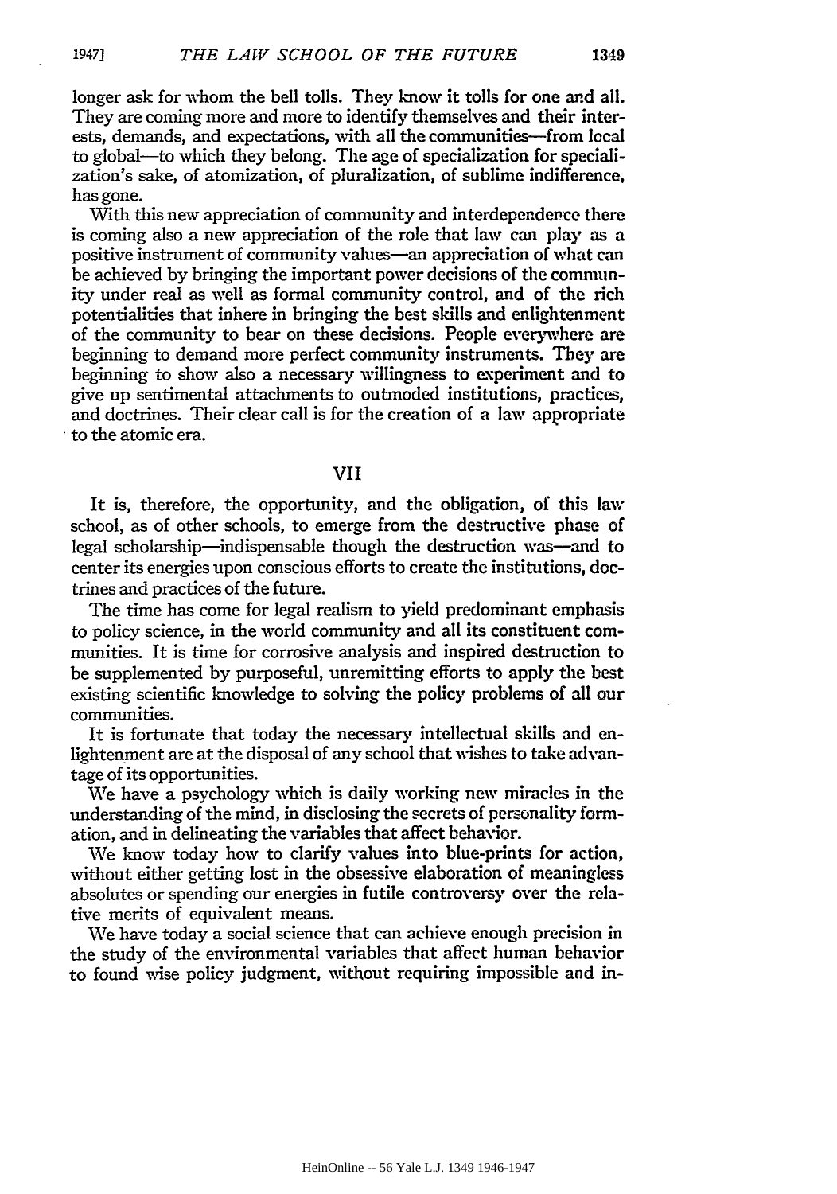longer ask for whom the bell tolls. They know it tolls for one and all. They are coming more and more to identify themselves and their interests, demands, and expectations, with all the communities—from local to global—to which they belong. The age of specialization for specialization's sake, of atomization, of pluralization, of sublime indifference, has gone.

With this new appreciation of community and interdependence there is coming also a new appreciation of the role that law can play as a positive instrument of community values—an appreciation of what can be achieved by bringing the important power decisions of the community under real as well as formal community control, and of the rich potentialities that inhere in bringing the best skills and enlightenment of the community to bear on these decisions. People everywhere are beginning to demand more perfect community instruments. They are beginning to show also a necessary willingness to experiment and to give up sentimental attachments to outmoded institutions, practices, and doctrines. Their clear call is for the creation of a law appropriate to the atomic era.

## VII

It is, therefore, the opportunity, and the obligation, of this law school, as of other schools, to emerge from the destructive phase of legal scholarship—indispensable though the destruction was—and to center its energies upon conscious efforts to create the institutions, doctrines and practices of the future.

The time has come for legal realism to yield predominant emphasis to policy science, in the world community and all its constituent communities. It is time for corrosive analysis and inspired destruction to be supplemented by purposeful, unremitting efforts to apply the best existing scientific knowledge to solving the policy problems of all our communities.

It is fortunate that today the necessary intellectual skills and enlightenment are at the disposal of any school that wishes to take advantage of its opportunities.

We have a psychology which is daily working new miracles in the understanding of the mind, in disclosing the secrets of personality formation, and in delineating the variables that affect behavior.

We know today how to clarify values into blue-prints for action, without either getting lost in the obsessive elaboration of meaningless absolutes or spending our energies in futile controversy over the relative merits of equivalent means.

We have today a social science that can achieve enough precision in the study of the environmental variables that affect human behavior to found wise policy judgment, without requiring impossible and in-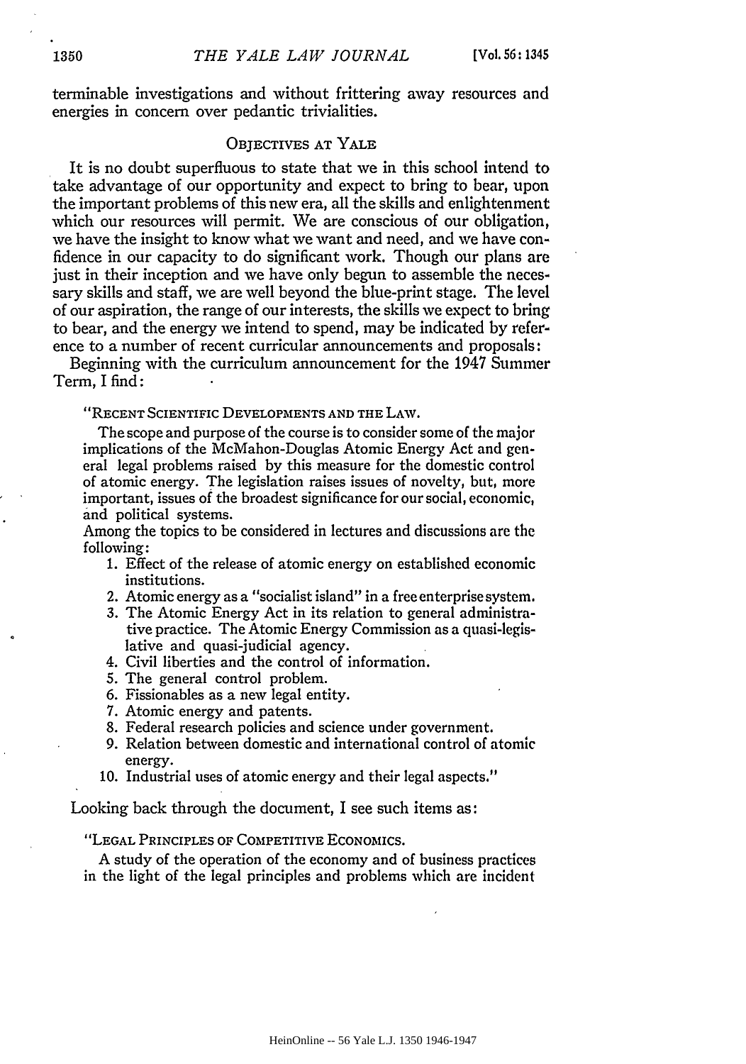terminable investigations and without frittering away resources and energies in concern over pedantic trivialities.

## OBJECTIVES AT YALE

It is no doubt superfluous to state that we in this school intend to take advantage of our opportunity and expect to bring to bear, upon the important problems of this new era, all the skills and enlightenment which our resources will permit. We are conscious of our obligation, we have the insight to know what we want and need, and we have confidence in our capacity to do significant work. Though our plans are just in their inception and we have only begun to assemble the necessary skills and staff, we are well beyond the blue-print stage. The level of our aspiration, the range of our interests, the skills we expect to bring to bear, and the energy we intend to spend, may be indicated by reference to a number of recent curricular announcements and proposals:

Beginning with the curriculum announcement for the 1947 Summer Term, I find:

> "RECENT SCIENTIFIC DEVELOPMENTS AND THE LAW.
>
> The scope and purpose of the course is to consider some of the major implications of the McMahon-Douglas Atomic Energy Act and general legal problems raised by this measure for the domestic control of atomic energy. The legislation raises issues of novelty, but, more important, issues of the broadest significance for our social, economic, and political systems.
>
> Among the topics to be considered in lectures and discussions are the following:
>
> 1. Effect of the release of atomic energy on established economic institutions.
> 2. Atomic energy as a "socialist island" in a free enterprise system.
> 3. The Atomic Energy Act in its relation to general administrative practice. The Atomic Energy Commission as a quasi-legislative and quasi-judicial agency.
> 4. Civil liberties and the control of information.
> 5. The general control problem.
> 6. Fissionables as a new legal entity.
> 7. Atomic energy and patents.
> 8. Federal research policies and science under government.
> 9. Relation between domestic and international control of atomic energy.
> 10. Industrial uses of atomic energy and their legal aspects."

Looking back through the document, I see such items as:

> "LEGAL PRINCIPLES OF COMPETITIVE ECONOMICS.
>
> A study of the operation of the economy and of business practices in the light of the legal principles and problems which are incident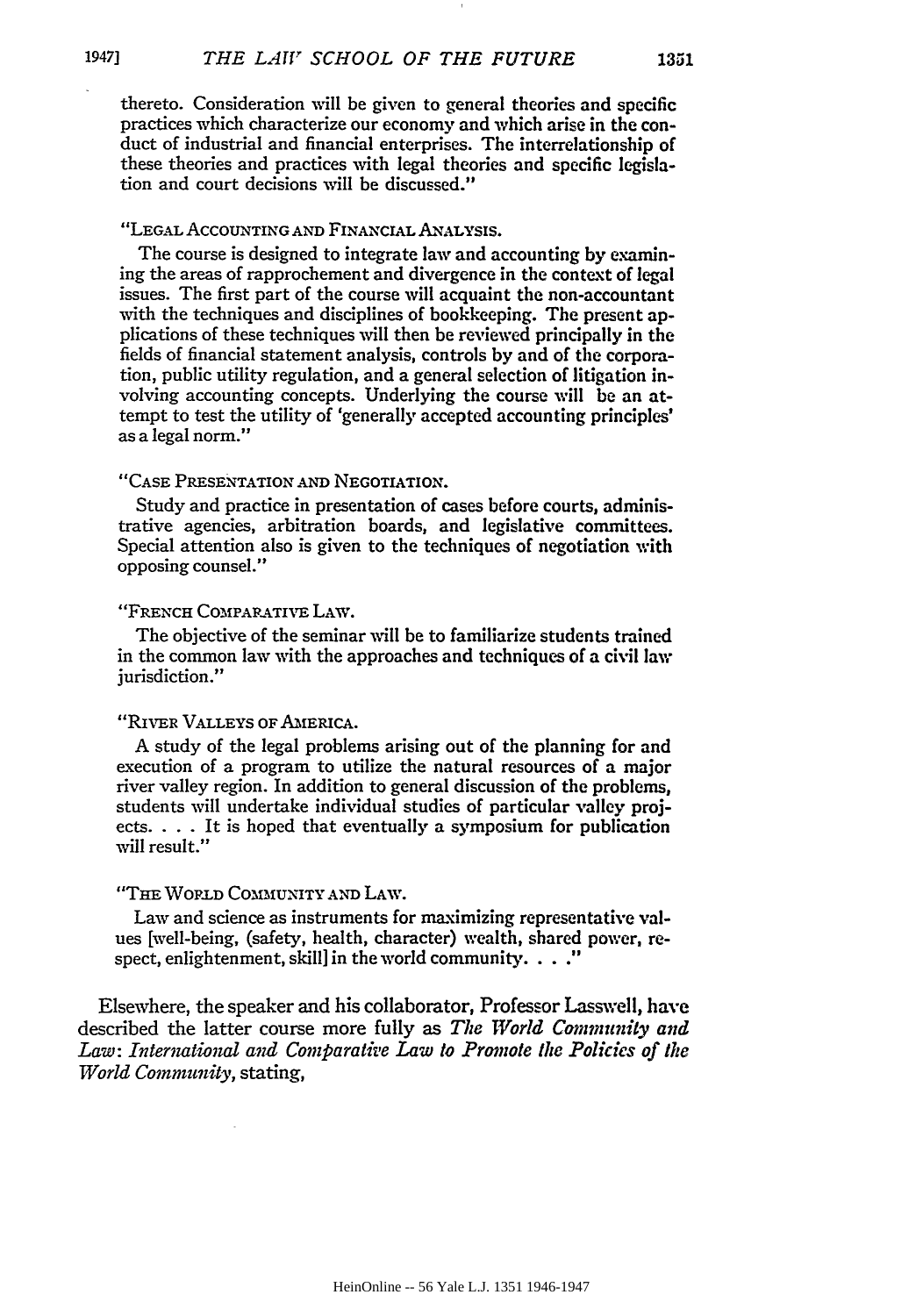thereto. Consideration will be given to general theories and specific practices which characterize our economy and which arise in the conduct of industrial and financial enterprises. The interrelationship of these theories and practices with legal theories and specific legislation and court decisions will be discussed."

"LEGAL ACCOUNTING AND FINANCIAL ANALYSIS.

The course is designed to integrate law and accounting by examining the areas of rapprochement and divergence in the context of legal issues. The first part of the course will acquaint the non-accountant with the techniques and disciplines of bookkeeping. The present applications of these techniques will then be reviewed principally in the fields of financial statement analysis, controls by and of the corporation, public utility regulation, and a general selection of litigation involving accounting concepts. Underlying the course will be an attempt to test the utility of 'generally accepted accounting principles' as a legal norm."

"CASE PRESENTATION AND NEGOTIATION.

Study and practice in presentation of cases before courts, administrative agencies, arbitration boards, and legislative committees. Special attention also is given to the techniques of negotiation with opposing counsel."

"FRENCH COMPARATIVE LAW.

The objective of the seminar will be to familiarize students trained in the common law with the approaches and techniques of a civil law jurisdiction."

"RIVER VALLEYS OF AMERICA.

A study of the legal problems arising out of the planning for and execution of a program to utilize the natural resources of a major river valley region. In addition to general discussion of the problems, students will undertake individual studies of particular valley projects. . . . It is hoped that eventually a symposium for publication will result."

"THE WORLD COMMUNITY AND LAW.

Law and science as instruments for maximizing representative values [well-being, (safety, health, character) wealth, shared power, respect, enlightenment, skill] in the world community. . . ."

Elsewhere, the speaker and his collaborator, Professor Lasswell, have described the latter course more fully as *The World Community and Law: International and Comparative Law to Promote the Policies of the World Community*, stating,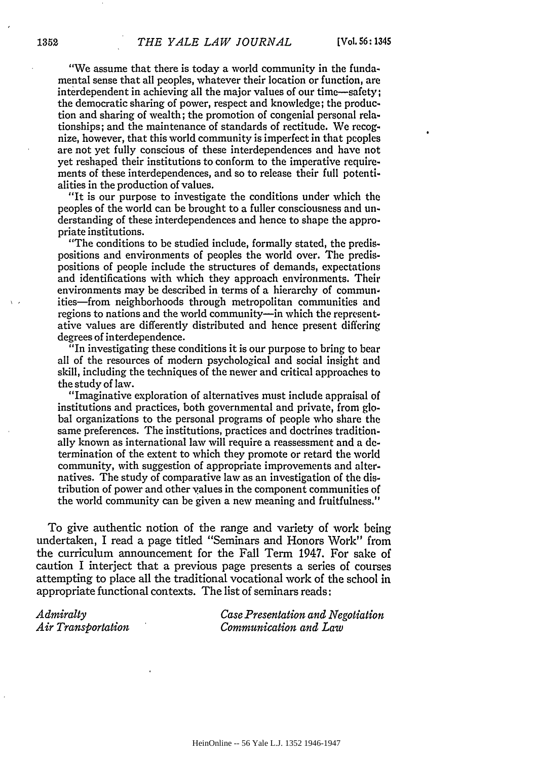"We assume that there is today a world community in the fundamental sense that all peoples, whatever their location or function, are interdependent in achieving all the major values of our time—safety; the democratic sharing of power, respect and knowledge; the production and sharing of wealth; the promotion of congenial personal relationships; and the maintenance of standards of rectitude. We recognize, however, that this world community is imperfect in that peoples are not yet fully conscious of these interdependences and have not yet reshaped their institutions to conform to the imperative requirements of these interdependences, and so to release their full potentialities in the production of values.

"It is our purpose to investigate the conditions under which the peoples of the world can be brought to a fuller consciousness and understanding of these interdependences and hence to shape the appropriate institutions.

"The conditions to be studied include, formally stated, the predispositions and environments of peoples the world over. The predispositions of people include the structures of demands, expectations and identifications with which they approach environments. Their environments may be described in terms of a hierarchy of communities—from neighborhoods through metropolitan communities and regions to nations and the world community—in which the representative values are differently distributed and hence present differing degrees of interdependence.

"In investigating these conditions it is our purpose to bring to bear all of the resources of modern psychological and social insight and skill, including the techniques of the newer and critical approaches to the study of law.

"Imaginative exploration of alternatives must include appraisal of institutions and practices, both governmental and private, from global organizations to the personal programs of people who share the same preferences. The institutions, practices and doctrines traditionally known as international law will require a reassessment and a determination of the extent to which they promote or retard the world community, with suggestion of appropriate improvements and alternatives. The study of comparative law as an investigation of the distribution of power and other values in the component communities of the world community can be given a new meaning and fruitfulness."

To give authentic notion of the range and variety of work being undertaken, I read a page titled "Seminars and Honors Work" from the curriculum announcement for the Fall Term 1947. For sake of caution I interject that a previous page presents a series of courses attempting to place all the traditional vocational work of the school in appropriate functional contexts. The list of seminars reads:

*Admiralty*
*Air Transportation*
*Case Presentation and Negotiation*
*Communication and Law*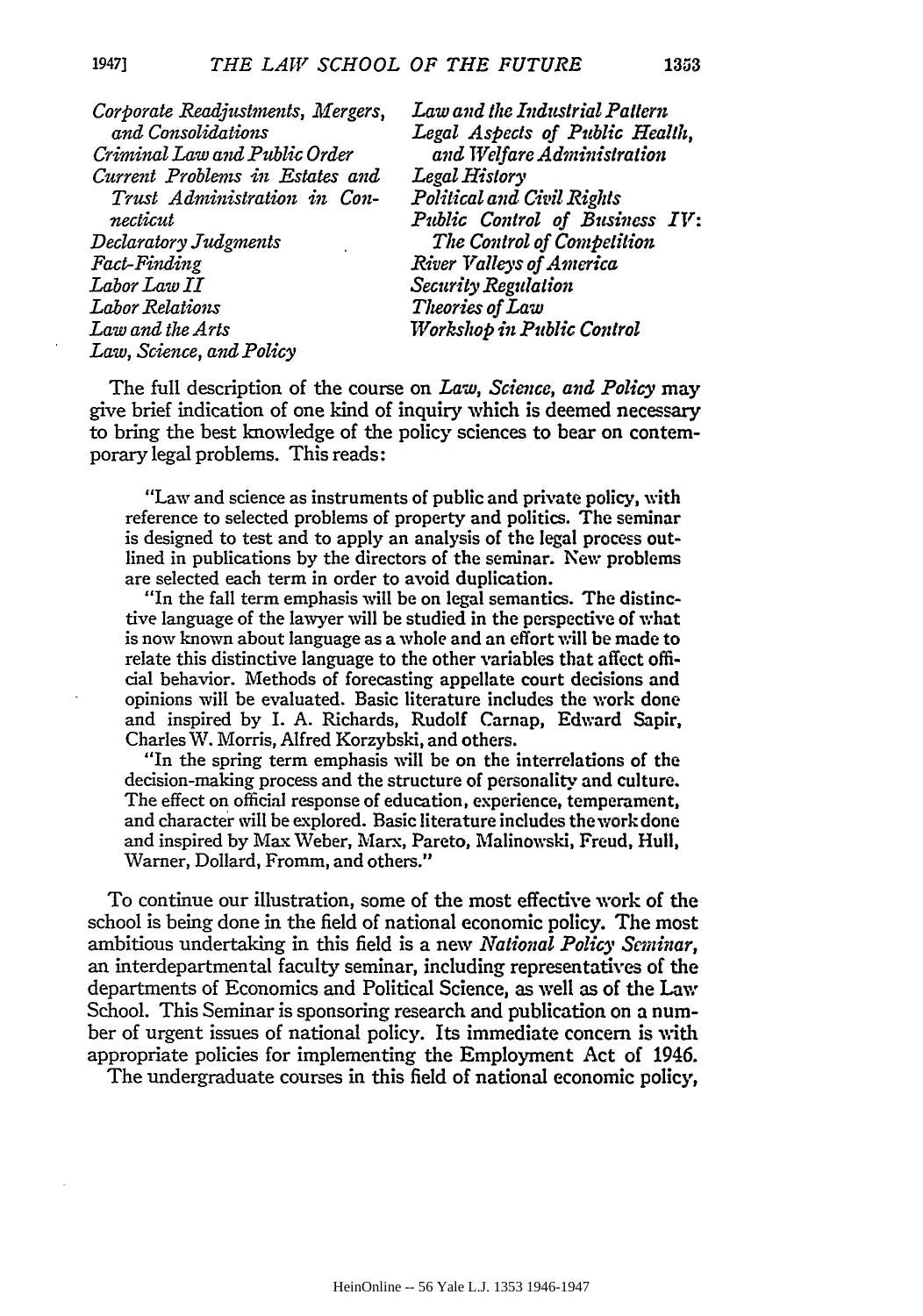*Corporate Readjustments, Mergers, and Consolidations*
*Criminal Law and Public Order*
*Current Problems in Estates and Trust Administration in Connecticut*
*Declaratory Judgments*
*Fact-Finding*
*Labor Law II*
*Labor Relations*
*Law and the Arts*
*Law, Science, and Policy*
*Law and the Industrial Pattern*
*Legal Aspects of Public Health, and Welfare Administration*
*Legal History*
*Political and Civil Rights*
*Public Control of Business IV: The Control of Competition*
*River Valleys of America*
*Security Regulation*
*Theories of Law*
*Workshop in Public Control*

The full description of the course on *Law, Science, and Policy* may give brief indication of one kind of inquiry which is deemed necessary to bring the best knowledge of the policy sciences to bear on contemporary legal problems. This reads:

> "Law and science as instruments of public and private policy, with reference to selected problems of property and politics. The seminar is designed to test and to apply an analysis of the legal process outlined in publications by the directors of the seminar. New problems are selected each term in order to avoid duplication.
>
> "In the fall term emphasis will be on legal semantics. The distinctive language of the lawyer will be studied in the perspective of what is now known about language as a whole and an effort will be made to relate this distinctive language to the other variables that affect official behavior. Methods of forecasting appellate court decisions and opinions will be evaluated. Basic literature includes the work done and inspired by I. A. Richards, Rudolf Carnap, Edward Sapir, Charles W. Morris, Alfred Korzybski, and others.
>
> "In the spring term emphasis will be on the interrelations of the decision-making process and the structure of personality and culture. The effect on official response of education, experience, temperament, and character will be explored. Basic literature includes the work done and inspired by Max Weber, Marx, Pareto, Malinowski, Freud, Hull, Warner, Dollard, Fromm, and others."

To continue our illustration, some of the most effective work of the school is being done in the field of national economic policy. The most ambitious undertaking in this field is a new *National Policy Seminar*, an interdepartmental faculty seminar, including representatives of the departments of Economics and Political Science, as well as of the Law School. This Seminar is sponsoring research and publication on a number of urgent issues of national policy. Its immediate concern is with appropriate policies for implementing the Employment Act of 1946.

The undergraduate courses in this field of national economic policy,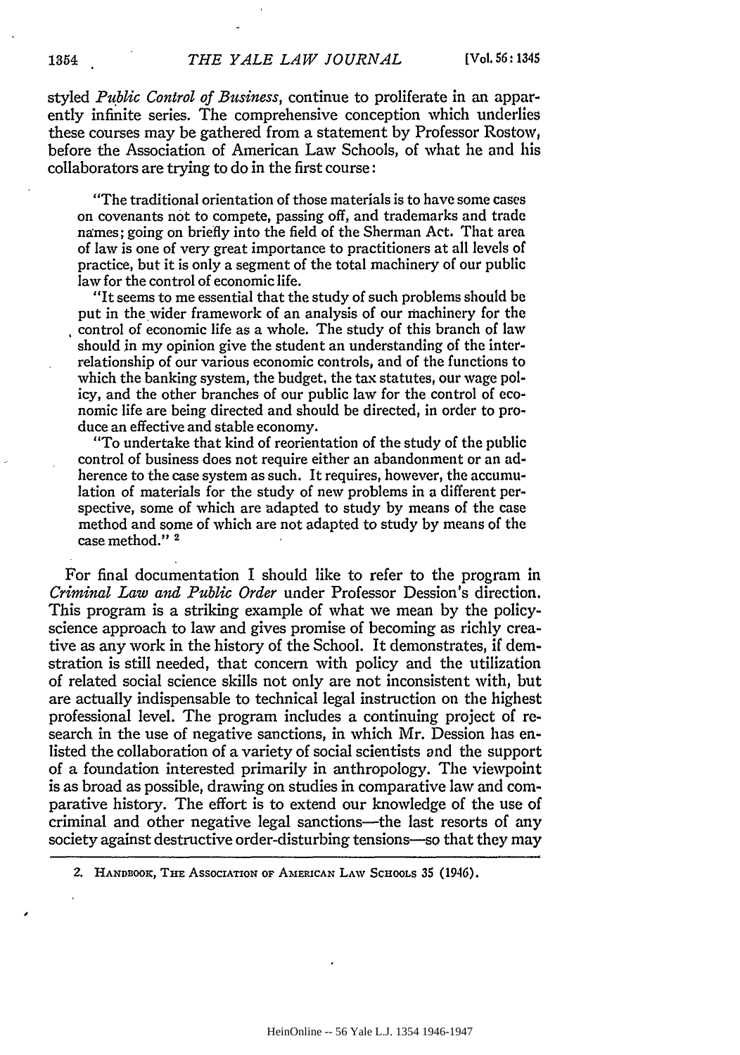styled *Public Control of Business*, continue to proliferate in an apparently infinite series. The comprehensive conception which underlies these courses may be gathered from a statement by Professor Rostow, before the Association of American Law Schools, of what he and his collaborators are trying to do in the first course:

> "The traditional orientation of those materials is to have some cases on covenants not to compete, passing off, and trademarks and trade names; going on briefly into the field of the Sherman Act. That area of law is one of very great importance to practitioners at all levels of practice, but it is only a segment of the total machinery of our public law for the control of economic life.
>
> "It seems to me essential that the study of such problems should be put in the wider framework of an analysis of our machinery for the control of economic life as a whole. The study of this branch of law should in my opinion give the student an understanding of the interrelationship of our various economic controls, and of the functions to which the banking system, the budget, the tax statutes, our wage policy, and the other branches of our public law for the control of economic life are being directed and should be directed, in order to produce an effective and stable economy.
>
> "To undertake that kind of reorientation of the study of the public control of business does not require either an abandonment or an adherence to the case system as such. It requires, however, the accumulation of materials for the study of new problems in a different perspective, some of which are adapted to study by means of the case method and some of which are not adapted to study by means of the case method." [2]

For final documentation I should like to refer to the program in *Criminal Law and Public Order* under Professor Dession's direction. This program is a striking example of what we mean by the policy-science approach to law and gives promise of becoming as richly creative as any work in the history of the School. It demonstrates, if demstration is still needed, that concern with policy and the utilization of related social science skills not only are not inconsistent with, but are actually indispensable to technical legal instruction on the highest professional level. The program includes a continuing project of research in the use of negative sanctions, in which Mr. Dession has enlisted the collaboration of a variety of social scientists and the support of a foundation interested primarily in anthropology. The viewpoint is as broad as possible, drawing on studies in comparative law and comparative history. The effort is to extend our knowledge of the use of criminal and other negative legal sanctions—the last resorts of any society against destructive order-disturbing tensions—so that they may

2. HANDBOOK, THE ASSOCIATION OF AMERICAN LAW SCHOOLS 35 (1946).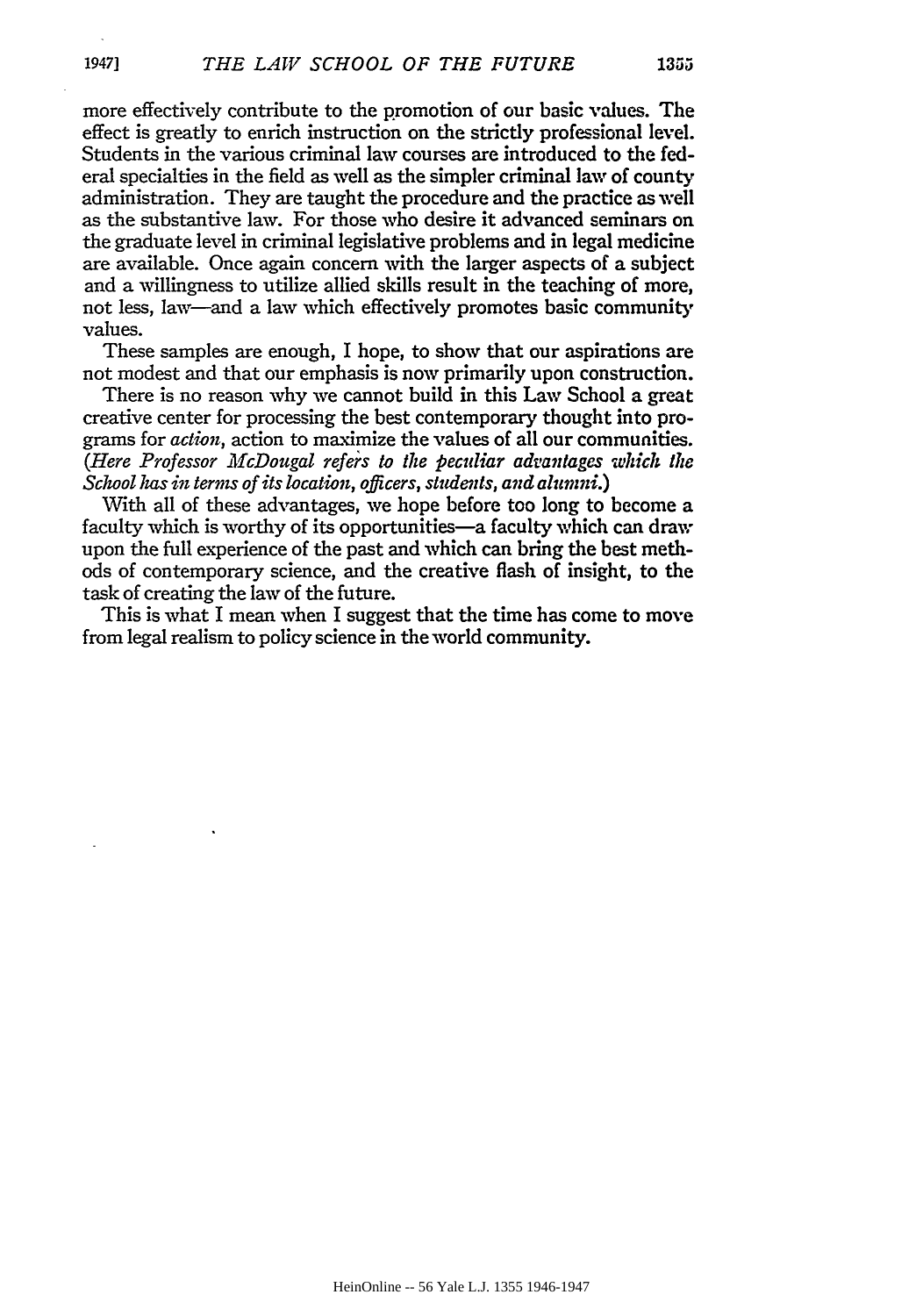more effectively contribute to the promotion of our basic values. The effect is greatly to enrich instruction on the strictly professional level. Students in the various criminal law courses are introduced to the federal specialties in the field as well as the simpler criminal law of county administration. They are taught the procedure and the practice as well as the substantive law. For those who desire it advanced seminars on the graduate level in criminal legislative problems and in legal medicine are available. Once again concern with the larger aspects of a subject and a willingness to utilize allied skills result in the teaching of more, not less, law—and a law which effectively promotes basic community values.

These samples are enough, I hope, to show that our aspirations are not modest and that our emphasis is now primarily upon construction.

There is no reason why we cannot build in this Law School a great creative center for processing the best contemporary thought into programs for *action*, action to maximize the values of all our communities. *(Here Professor McDougal refers to the peculiar advantages which the School has in terms of its location, officers, students, and alumni.)*

With all of these advantages, we hope before too long to become a faculty which is worthy of its opportunities—a faculty which can draw upon the full experience of the past and which can bring the best methods of contemporary science, and the creative flash of insight, to the task of creating the law of the future.

This is what I mean when I suggest that the time has come to move from legal realism to policy science in the world community.